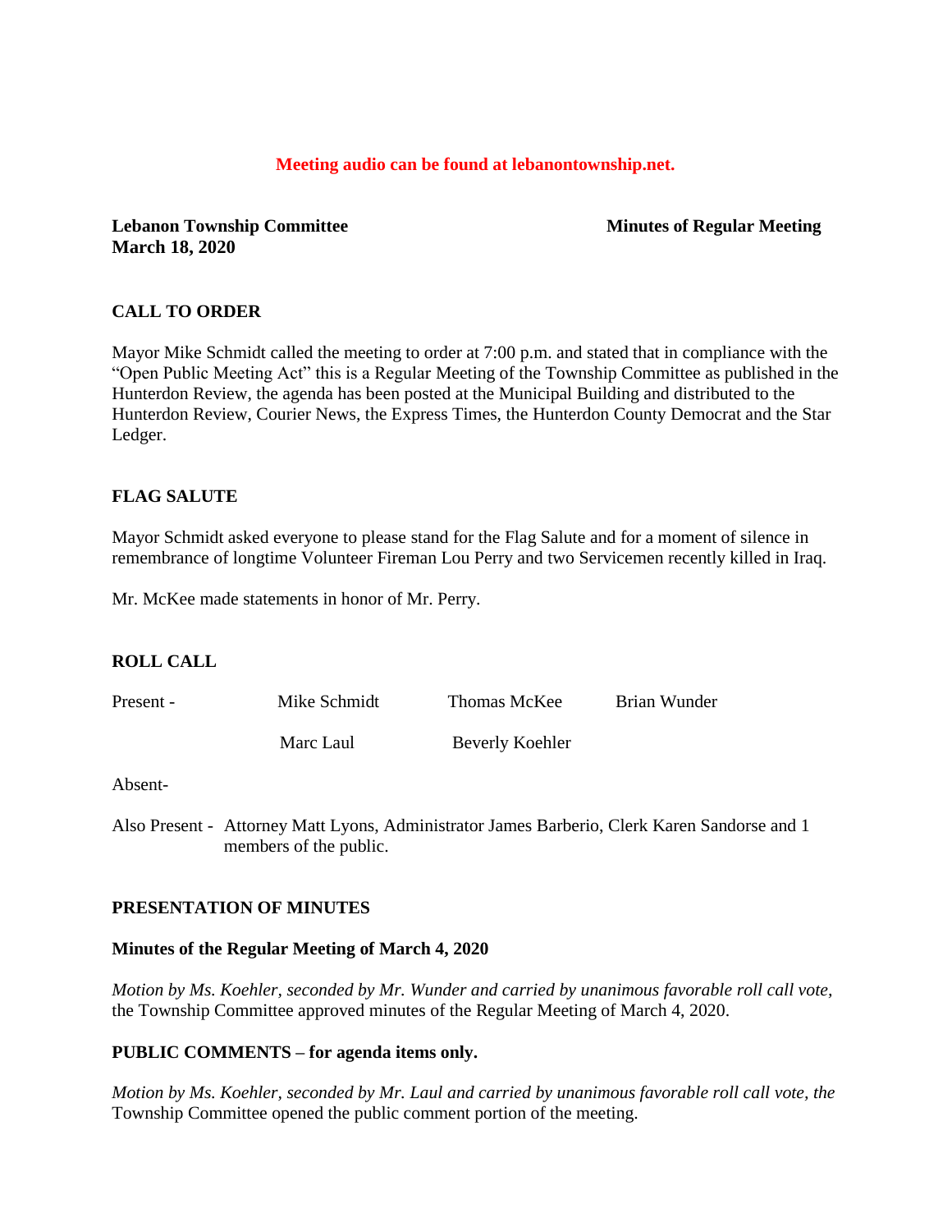**Meeting audio can be found at lebanontownship.net.**

**Lebanon Township Committee** **Minutes of Regular Meeting**
**March 18, 2020**

## CALL TO ORDER

Mayor Mike Schmidt called the meeting to order at 7:00 p.m. and stated that in compliance with the "Open Public Meeting Act" this is a Regular Meeting of the Township Committee as published in the Hunterdon Review, the agenda has been posted at the Municipal Building and distributed to the Hunterdon Review, Courier News, the Express Times, the Hunterdon County Democrat and the Star Ledger.

## FLAG SALUTE

Mayor Schmidt asked everyone to please stand for the Flag Salute and for a moment of silence in remembrance of longtime Volunteer Fireman Lou Perry and two Servicemen recently killed in Iraq.

Mr. McKee made statements in honor of Mr. Perry.

## ROLL CALL

| Present - | Mike Schmidt | Thomas McKee | Brian Wunder |
|---|---|---|---|
| | Marc Laul | Beverly Koehler | |

Absent-

Also Present - Attorney Matt Lyons, Administrator James Barberio, Clerk Karen Sandorse and 1 members of the public.

## PRESENTATION OF MINUTES

**Minutes of the Regular Meeting of March 4, 2020**

*Motion by Ms. Koehler, seconded by Mr. Wunder and carried by unanimous favorable roll call vote,* the Township Committee approved minutes of the Regular Meeting of March 4, 2020.

**PUBLIC COMMENTS – for agenda items only.**

*Motion by Ms. Koehler, seconded by Mr. Laul and carried by unanimous favorable roll call vote, the* Township Committee opened the public comment portion of the meeting.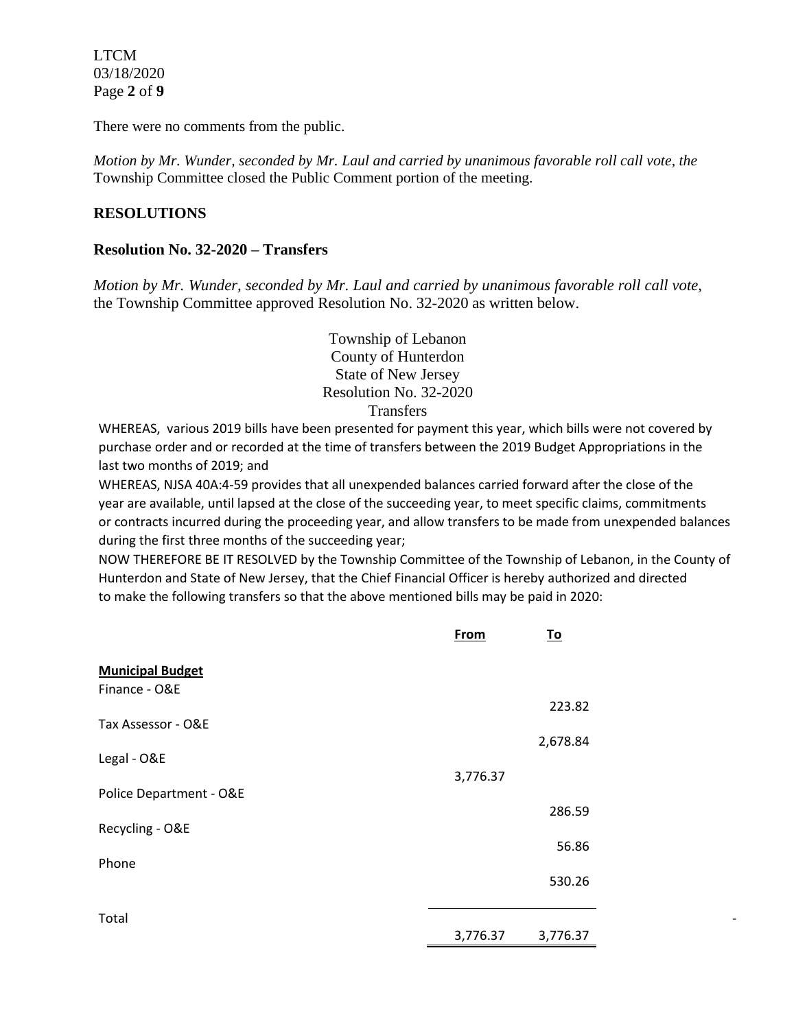There were no comments from the public.

*Motion by Mr. Wunder, seconded by Mr. Laul and carried by unanimous favorable roll call vote, the* Township Committee closed the Public Comment portion of the meeting.

## RESOLUTIONS

### Resolution No. 32-2020 – Transfers

*Motion by Mr. Wunder, seconded by Mr. Laul and carried by unanimous favorable roll call vote,* the Township Committee approved Resolution No. 32-2020 as written below.

Township of Lebanon
County of Hunterdon
State of New Jersey
Resolution No. 32-2020
Transfers

WHEREAS, various 2019 bills have been presented for payment this year, which bills were not covered by purchase order and or recorded at the time of transfers between the 2019 Budget Appropriations in the last two months of 2019; and

WHEREAS, NJSA 40A:4-59 provides that all unexpended balances carried forward after the close of the year are available, until lapsed at the close of the succeeding year, to meet specific claims, commitments or contracts incurred during the proceeding year, and allow transfers to be made from unexpended balances during the first three months of the succeeding year;

NOW THEREFORE BE IT RESOLVED by the Township Committee of the Township of Lebanon, in the County of Hunterdon and State of New Jersey, that the Chief Financial Officer is hereby authorized and directed to make the following transfers so that the above mentioned bills may be paid in 2020:

| | From | To |
|---|---|---|
| **Municipal Budget** | | |
| Finance - O&E | | 223.82 |
| Tax Assessor - O&E | | 2,678.84 |
| Legal - O&E | 3,776.37 | |
| Police Department - O&E | | 286.59 |
| Recycling - O&E | | 56.86 |
| Phone | | 530.26 |
| Total | 3,776.37 | 3,776.37 |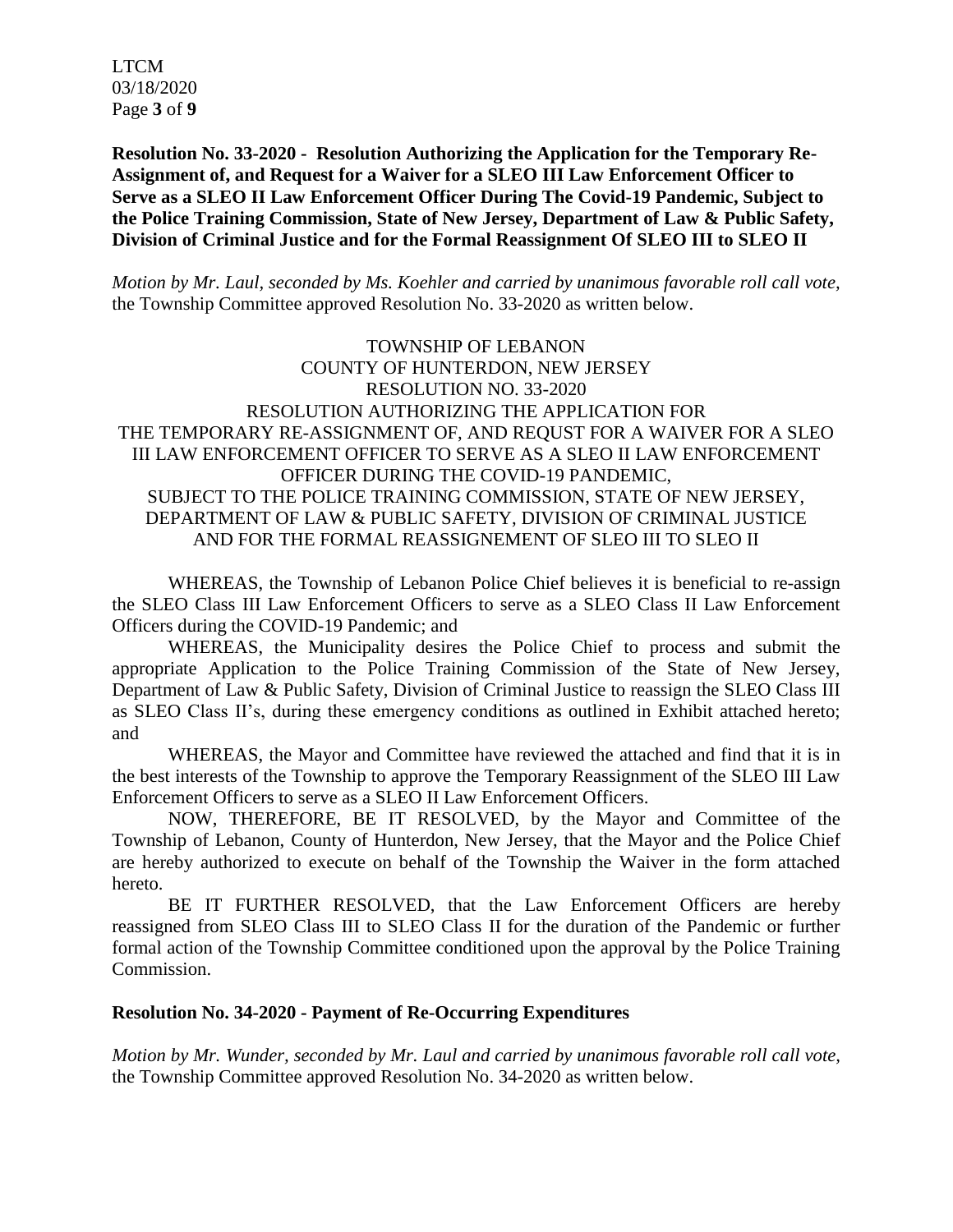**Resolution No. 33-2020 - Resolution Authorizing the Application for the Temporary Re-Assignment of, and Request for a Waiver for a SLEO III Law Enforcement Officer to Serve as a SLEO II Law Enforcement Officer During The Covid-19 Pandemic, Subject to the Police Training Commission, State of New Jersey, Department of Law & Public Safety, Division of Criminal Justice and for the Formal Reassignment Of SLEO III to SLEO II**

*Motion by Mr. Laul, seconded by Ms. Koehler and carried by unanimous favorable roll call vote,* the Township Committee approved Resolution No. 33-2020 as written below.

TOWNSHIP OF LEBANON
COUNTY OF HUNTERDON, NEW JERSEY
RESOLUTION NO. 33-2020
RESOLUTION AUTHORIZING THE APPLICATION FOR THE TEMPORARY RE-ASSIGNMENT OF, AND REQUST FOR A WAIVER FOR A SLEO III LAW ENFORCEMENT OFFICER TO SERVE AS A SLEO II LAW ENFORCEMENT OFFICER DURING THE COVID-19 PANDEMIC,
SUBJECT TO THE POLICE TRAINING COMMISSION, STATE OF NEW JERSEY, DEPARTMENT OF LAW & PUBLIC SAFETY, DIVISION OF CRIMINAL JUSTICE AND FOR THE FORMAL REASSIGNEMENT OF SLEO III TO SLEO II

WHEREAS, the Township of Lebanon Police Chief believes it is beneficial to re-assign the SLEO Class III Law Enforcement Officers to serve as a SLEO Class II Law Enforcement Officers during the COVID-19 Pandemic; and

WHEREAS, the Municipality desires the Police Chief to process and submit the appropriate Application to the Police Training Commission of the State of New Jersey, Department of Law & Public Safety, Division of Criminal Justice to reassign the SLEO Class III as SLEO Class II's, during these emergency conditions as outlined in Exhibit attached hereto; and

WHEREAS, the Mayor and Committee have reviewed the attached and find that it is in the best interests of the Township to approve the Temporary Reassignment of the SLEO III Law Enforcement Officers to serve as a SLEO II Law Enforcement Officers.

NOW, THEREFORE, BE IT RESOLVED, by the Mayor and Committee of the Township of Lebanon, County of Hunterdon, New Jersey, that the Mayor and the Police Chief are hereby authorized to execute on behalf of the Township the Waiver in the form attached hereto.

BE IT FURTHER RESOLVED, that the Law Enforcement Officers are hereby reassigned from SLEO Class III to SLEO Class II for the duration of the Pandemic or further formal action of the Township Committee conditioned upon the approval by the Police Training Commission.

**Resolution No. 34-2020 - Payment of Re-Occurring Expenditures**

*Motion by Mr. Wunder, seconded by Mr. Laul and carried by unanimous favorable roll call vote,* the Township Committee approved Resolution No. 34-2020 as written below.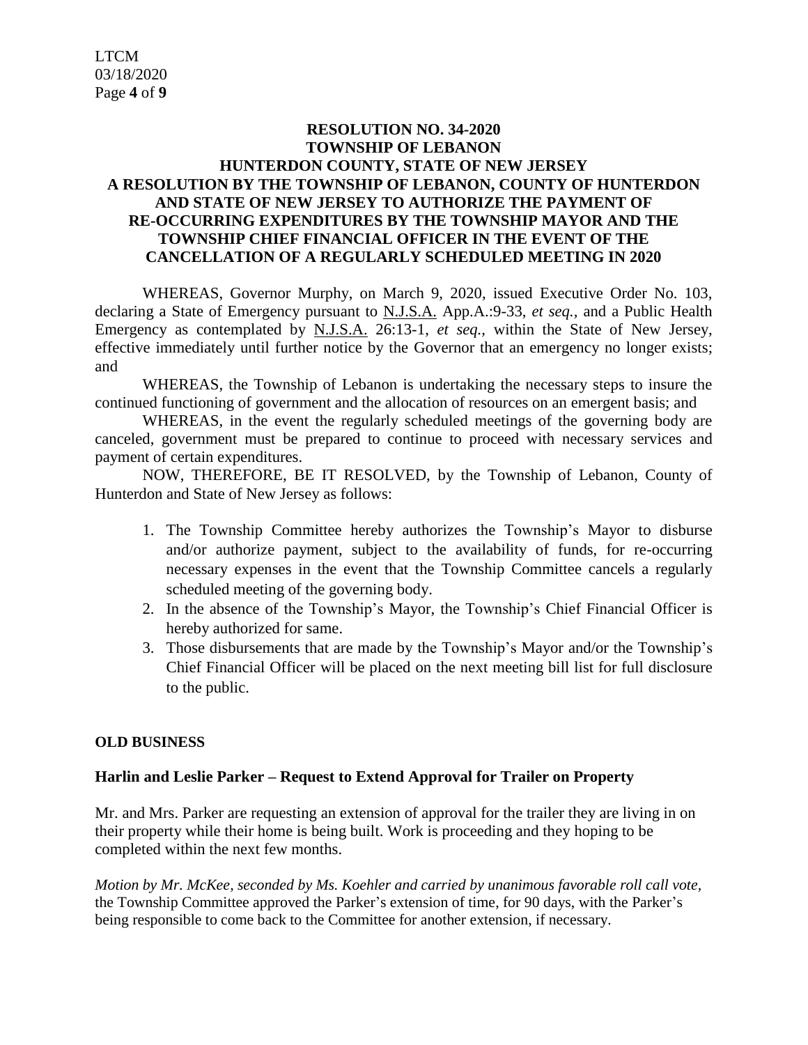**RESOLUTION NO. 34-2020**
**TOWNSHIP OF LEBANON**
**HUNTERDON COUNTY, STATE OF NEW JERSEY**
**A RESOLUTION BY THE TOWNSHIP OF LEBANON, COUNTY OF HUNTERDON AND STATE OF NEW JERSEY TO AUTHORIZE THE PAYMENT OF RE-OCCURRING EXPENDITURES BY THE TOWNSHIP MAYOR AND THE TOWNSHIP CHIEF FINANCIAL OFFICER IN THE EVENT OF THE CANCELLATION OF A REGULARLY SCHEDULED MEETING IN 2020**

WHEREAS, Governor Murphy, on March 9, 2020, issued Executive Order No. 103, declaring a State of Emergency pursuant to N.J.S.A. App.A.:9-33, *et seq.,* and a Public Health Emergency as contemplated by N.J.S.A. 26:13-1, *et seq.,* within the State of New Jersey, effective immediately until further notice by the Governor that an emergency no longer exists; and

WHEREAS, the Township of Lebanon is undertaking the necessary steps to insure the continued functioning of government and the allocation of resources on an emergent basis; and

WHEREAS, in the event the regularly scheduled meetings of the governing body are canceled, government must be prepared to continue to proceed with necessary services and payment of certain expenditures.

NOW, THEREFORE, BE IT RESOLVED, by the Township of Lebanon, County of Hunterdon and State of New Jersey as follows:

1. The Township Committee hereby authorizes the Township's Mayor to disburse and/or authorize payment, subject to the availability of funds, for re-occurring necessary expenses in the event that the Township Committee cancels a regularly scheduled meeting of the governing body.
2. In the absence of the Township's Mayor, the Township's Chief Financial Officer is hereby authorized for same.
3. Those disbursements that are made by the Township's Mayor and/or the Township's Chief Financial Officer will be placed on the next meeting bill list for full disclosure to the public.

**OLD BUSINESS**

**Harlin and Leslie Parker – Request to Extend Approval for Trailer on Property**

Mr. and Mrs. Parker are requesting an extension of approval for the trailer they are living in on their property while their home is being built. Work is proceeding and they hoping to be completed within the next few months.

*Motion by Mr. McKee, seconded by Ms. Koehler and carried by unanimous favorable roll call vote,* the Township Committee approved the Parker's extension of time, for 90 days, with the Parker's being responsible to come back to the Committee for another extension, if necessary.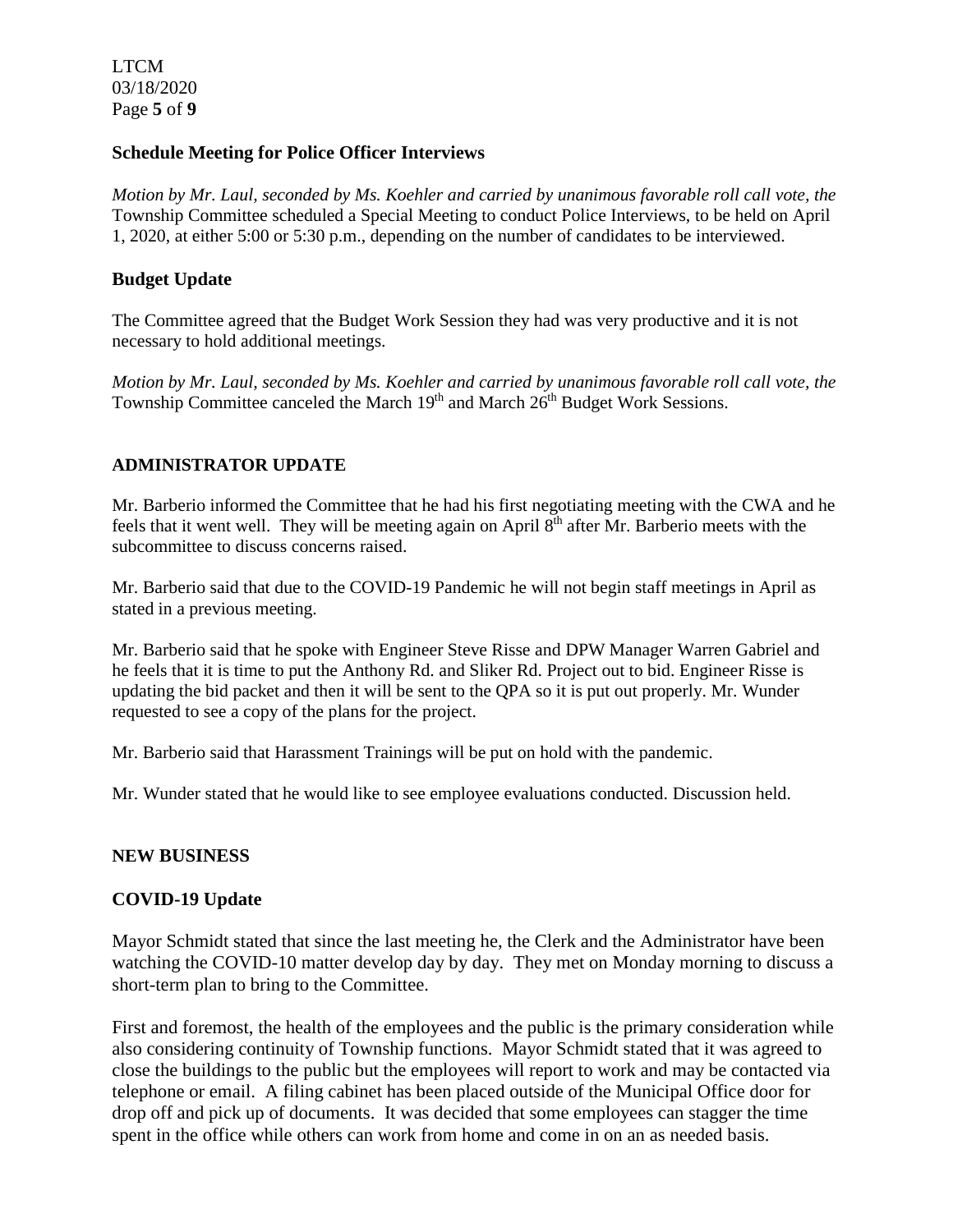### Schedule Meeting for Police Officer Interviews

*Motion by Mr. Laul, seconded by Ms. Koehler and carried by unanimous favorable roll call vote, the* Township Committee scheduled a Special Meeting to conduct Police Interviews, to be held on April 1, 2020, at either 5:00 or 5:30 p.m., depending on the number of candidates to be interviewed.

### Budget Update

The Committee agreed that the Budget Work Session they had was very productive and it is not necessary to hold additional meetings.

*Motion by Mr. Laul, seconded by Ms. Koehler and carried by unanimous favorable roll call vote, the* Township Committee canceled the March 19th and March 26th Budget Work Sessions.

## ADMINISTRATOR UPDATE

Mr. Barberio informed the Committee that he had his first negotiating meeting with the CWA and he feels that it went well. They will be meeting again on April 8th after Mr. Barberio meets with the subcommittee to discuss concerns raised.

Mr. Barberio said that due to the COVID-19 Pandemic he will not begin staff meetings in April as stated in a previous meeting.

Mr. Barberio said that he spoke with Engineer Steve Risse and DPW Manager Warren Gabriel and he feels that it is time to put the Anthony Rd. and Sliker Rd. Project out to bid. Engineer Risse is updating the bid packet and then it will be sent to the QPA so it is put out properly. Mr. Wunder requested to see a copy of the plans for the project.

Mr. Barberio said that Harassment Trainings will be put on hold with the pandemic.

Mr. Wunder stated that he would like to see employee evaluations conducted. Discussion held.

## NEW BUSINESS

### COVID-19 Update

Mayor Schmidt stated that since the last meeting he, the Clerk and the Administrator have been watching the COVID-10 matter develop day by day. They met on Monday morning to discuss a short-term plan to bring to the Committee.

First and foremost, the health of the employees and the public is the primary consideration while also considering continuity of Township functions. Mayor Schmidt stated that it was agreed to close the buildings to the public but the employees will report to work and may be contacted via telephone or email. A filing cabinet has been placed outside of the Municipal Office door for drop off and pick up of documents. It was decided that some employees can stagger the time spent in the office while others can work from home and come in on an as needed basis.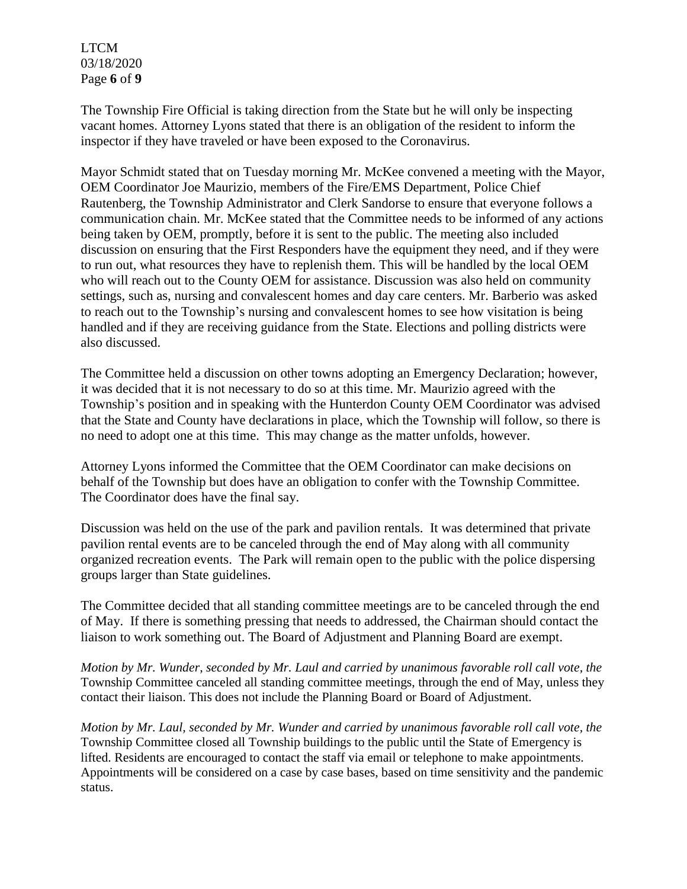The Township Fire Official is taking direction from the State but he will only be inspecting vacant homes. Attorney Lyons stated that there is an obligation of the resident to inform the inspector if they have traveled or have been exposed to the Coronavirus.

Mayor Schmidt stated that on Tuesday morning Mr. McKee convened a meeting with the Mayor, OEM Coordinator Joe Maurizio, members of the Fire/EMS Department, Police Chief Rautenberg, the Township Administrator and Clerk Sandorse to ensure that everyone follows a communication chain. Mr. McKee stated that the Committee needs to be informed of any actions being taken by OEM, promptly, before it is sent to the public. The meeting also included discussion on ensuring that the First Responders have the equipment they need, and if they were to run out, what resources they have to replenish them. This will be handled by the local OEM who will reach out to the County OEM for assistance. Discussion was also held on community settings, such as, nursing and convalescent homes and day care centers. Mr. Barberio was asked to reach out to the Township's nursing and convalescent homes to see how visitation is being handled and if they are receiving guidance from the State. Elections and polling districts were also discussed.

The Committee held a discussion on other towns adopting an Emergency Declaration; however, it was decided that it is not necessary to do so at this time. Mr. Maurizio agreed with the Township's position and in speaking with the Hunterdon County OEM Coordinator was advised that the State and County have declarations in place, which the Township will follow, so there is no need to adopt one at this time. This may change as the matter unfolds, however.

Attorney Lyons informed the Committee that the OEM Coordinator can make decisions on behalf of the Township but does have an obligation to confer with the Township Committee. The Coordinator does have the final say.

Discussion was held on the use of the park and pavilion rentals. It was determined that private pavilion rental events are to be canceled through the end of May along with all community organized recreation events. The Park will remain open to the public with the police dispersing groups larger than State guidelines.

The Committee decided that all standing committee meetings are to be canceled through the end of May. If there is something pressing that needs to addressed, the Chairman should contact the liaison to work something out. The Board of Adjustment and Planning Board are exempt.

*Motion by Mr. Wunder, seconded by Mr. Laul and carried by unanimous favorable roll call vote, the* Township Committee canceled all standing committee meetings, through the end of May, unless they contact their liaison. This does not include the Planning Board or Board of Adjustment.

*Motion by Mr. Laul, seconded by Mr. Wunder and carried by unanimous favorable roll call vote, the* Township Committee closed all Township buildings to the public until the State of Emergency is lifted. Residents are encouraged to contact the staff via email or telephone to make appointments. Appointments will be considered on a case by case bases, based on time sensitivity and the pandemic status.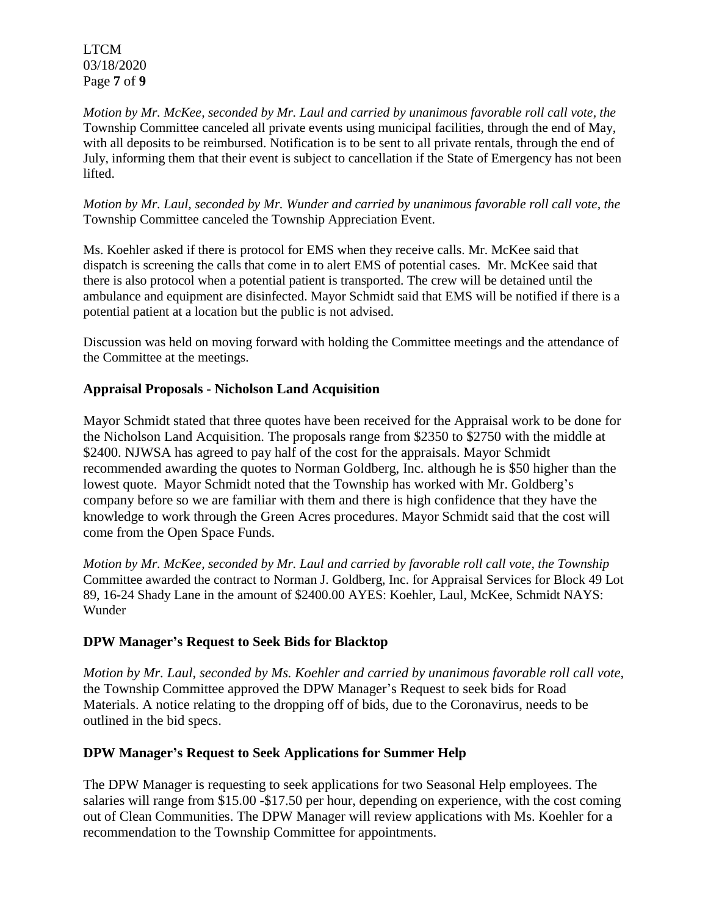*Motion by Mr. McKee, seconded by Mr. Laul and carried by unanimous favorable roll call vote, the* Township Committee canceled all private events using municipal facilities, through the end of May, with all deposits to be reimbursed. Notification is to be sent to all private rentals, through the end of July, informing them that their event is subject to cancellation if the State of Emergency has not been lifted.

*Motion by Mr. Laul, seconded by Mr. Wunder and carried by unanimous favorable roll call vote, the* Township Committee canceled the Township Appreciation Event.

Ms. Koehler asked if there is protocol for EMS when they receive calls. Mr. McKee said that dispatch is screening the calls that come in to alert EMS of potential cases. Mr. McKee said that there is also protocol when a potential patient is transported. The crew will be detained until the ambulance and equipment are disinfected. Mayor Schmidt said that EMS will be notified if there is a potential patient at a location but the public is not advised.

Discussion was held on moving forward with holding the Committee meetings and the attendance of the Committee at the meetings.

## Appraisal Proposals - Nicholson Land Acquisition

Mayor Schmidt stated that three quotes have been received for the Appraisal work to be done for the Nicholson Land Acquisition. The proposals range from $2350 to $2750 with the middle at $2400. NJWSA has agreed to pay half of the cost for the appraisals. Mayor Schmidt recommended awarding the quotes to Norman Goldberg, Inc. although he is $50 higher than the lowest quote. Mayor Schmidt noted that the Township has worked with Mr. Goldberg's company before so we are familiar with them and there is high confidence that they have the knowledge to work through the Green Acres procedures. Mayor Schmidt said that the cost will come from the Open Space Funds.

*Motion by Mr. McKee, seconded by Mr. Laul and carried by favorable roll call vote, the Township* Committee awarded the contract to Norman J. Goldberg, Inc. for Appraisal Services for Block 49 Lot 89, 16-24 Shady Lane in the amount of $2400.00 AYES: Koehler, Laul, McKee, Schmidt NAYS: Wunder

## DPW Manager's Request to Seek Bids for Blacktop

*Motion by Mr. Laul, seconded by Ms. Koehler and carried by unanimous favorable roll call vote,* the Township Committee approved the DPW Manager's Request to seek bids for Road Materials. A notice relating to the dropping off of bids, due to the Coronavirus, needs to be outlined in the bid specs.

## DPW Manager's Request to Seek Applications for Summer Help

The DPW Manager is requesting to seek applications for two Seasonal Help employees. The salaries will range from $15.00 -$17.50 per hour, depending on experience, with the cost coming out of Clean Communities. The DPW Manager will review applications with Ms. Koehler for a recommendation to the Township Committee for appointments.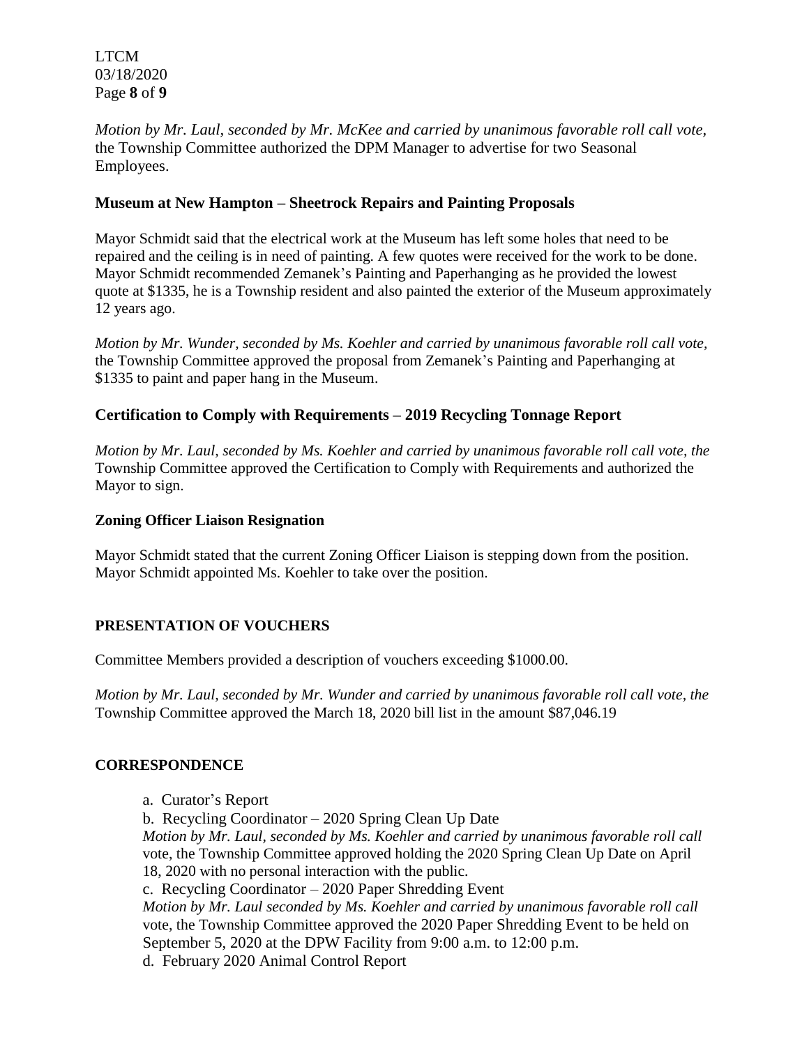*Motion by Mr. Laul, seconded by Mr. McKee and carried by unanimous favorable roll call vote*, the Township Committee authorized the DPM Manager to advertise for two Seasonal Employees.

**Museum at New Hampton – Sheetrock Repairs and Painting Proposals**

Mayor Schmidt said that the electrical work at the Museum has left some holes that need to be repaired and the ceiling is in need of painting. A few quotes were received for the work to be done. Mayor Schmidt recommended Zemanek's Painting and Paperhanging as he provided the lowest quote at $1335, he is a Township resident and also painted the exterior of the Museum approximately 12 years ago.

*Motion by Mr. Wunder, seconded by Ms. Koehler and carried by unanimous favorable roll call vote*, the Township Committee approved the proposal from Zemanek's Painting and Paperhanging at $1335 to paint and paper hang in the Museum.

**Certification to Comply with Requirements – 2019 Recycling Tonnage Report**

*Motion by Mr. Laul, seconded by Ms. Koehler and carried by unanimous favorable roll call vote, the* Township Committee approved the Certification to Comply with Requirements and authorized the Mayor to sign.

**Zoning Officer Liaison Resignation**

Mayor Schmidt stated that the current Zoning Officer Liaison is stepping down from the position. Mayor Schmidt appointed Ms. Koehler to take over the position.

**PRESENTATION OF VOUCHERS**

Committee Members provided a description of vouchers exceeding $1000.00.

*Motion by Mr. Laul, seconded by Mr. Wunder and carried by unanimous favorable roll call vote, the* Township Committee approved the March 18, 2020 bill list in the amount $87,046.19

**CORRESPONDENCE**

a. Curator's Report

b. Recycling Coordinator – 2020 Spring Clean Up Date

*Motion by Mr. Laul, seconded by Ms. Koehler and carried by unanimous favorable roll call* vote, the Township Committee approved holding the 2020 Spring Clean Up Date on April 18, 2020 with no personal interaction with the public.

c. Recycling Coordinator – 2020 Paper Shredding Event

*Motion by Mr. Laul seconded by Ms. Koehler and carried by unanimous favorable roll call* vote, the Township Committee approved the 2020 Paper Shredding Event to be held on September 5, 2020 at the DPW Facility from 9:00 a.m. to 12:00 p.m.

d. February 2020 Animal Control Report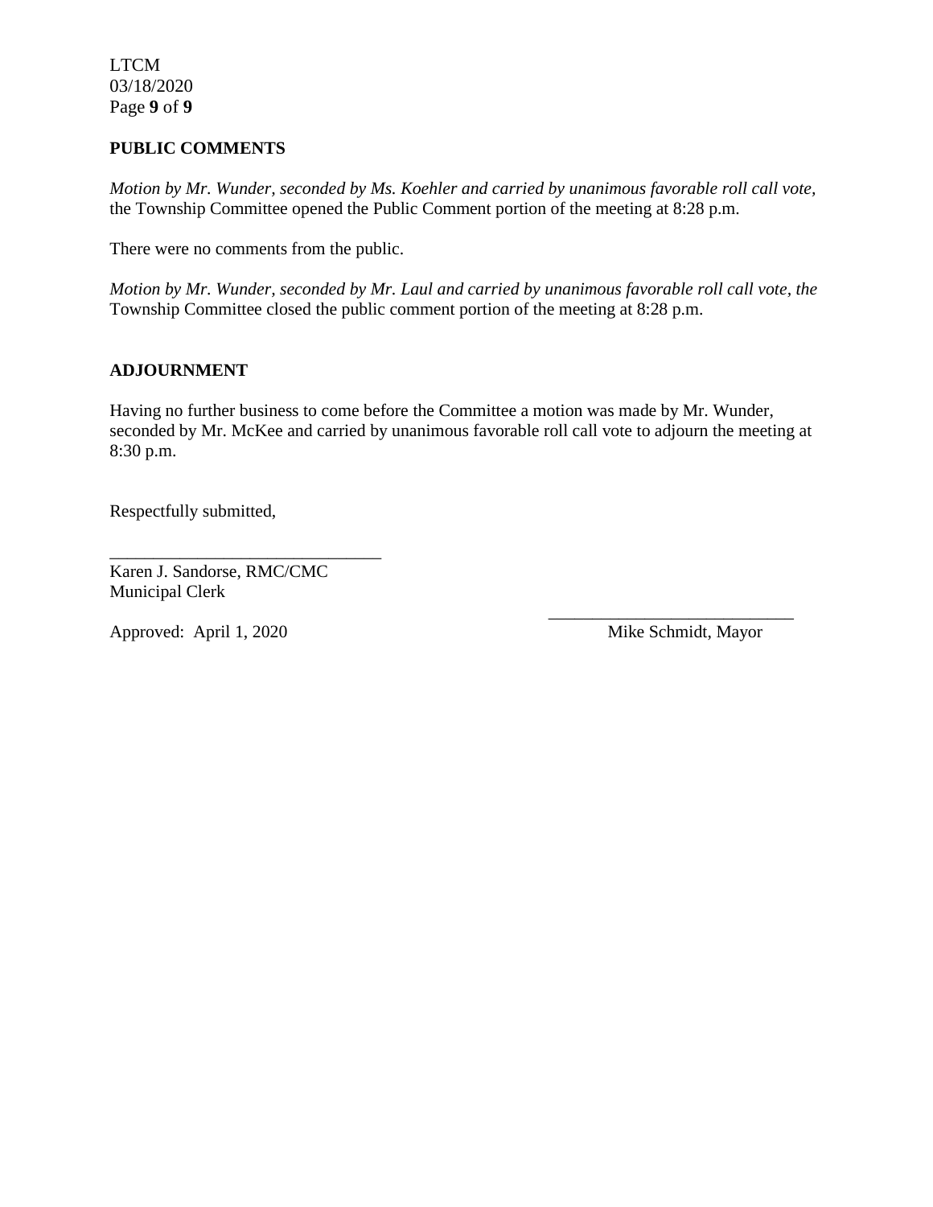## PUBLIC COMMENTS

*Motion by Mr. Wunder, seconded by Ms. Koehler and carried by unanimous favorable roll call vote,* the Township Committee opened the Public Comment portion of the meeting at 8:28 p.m.

There were no comments from the public.

*Motion by Mr. Wunder, seconded by Mr. Laul and carried by unanimous favorable roll call vote, the* Township Committee closed the public comment portion of the meeting at 8:28 p.m.

## ADJOURNMENT

Having no further business to come before the Committee a motion was made by Mr. Wunder, seconded by Mr. McKee and carried by unanimous favorable roll call vote to adjourn the meeting at 8:30 p.m.

Respectfully submitted,

_______________________________
Karen J. Sandorse, RMC/CMC
Municipal Clerk

Approved: April 1, 2020

_____________________________
Mike Schmidt, Mayor